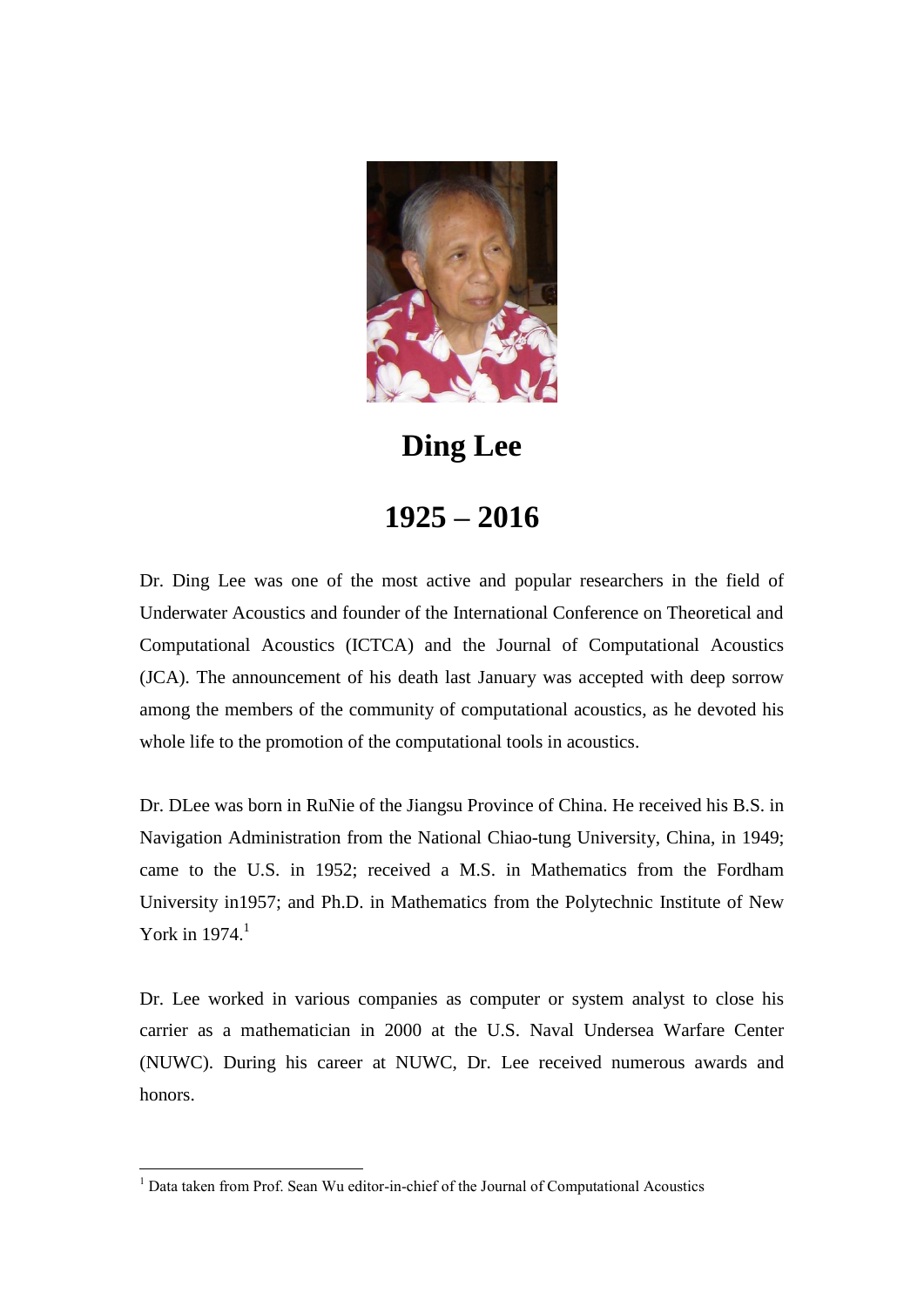# Ding Lee

## 1925 – 2016

Dr. Ding Lee was one of the most active and popular researchers in the field of Underwater Acoustics and founder of the International Conference on Theoretical and Computational Acoustics (ICTCA) and the Journal of Computational Acoustics (JCA). The announcement of his death last January was accepted with deep sorrow among the members of the community of computational acoustics, as he devoted his whole life to the promotion of the computational tools in acoustics.

Dr. DLee was born in RuNie of the Jiangsu Province of China. He received his B.S. in Navigation Administration from the National Chiao-tung University, China, in 1949; came to the U.S. in 1952; received a M.S. in Mathematics from the Fordham University in1957; and Ph.D. in Mathematics from the Polytechnic Institute of New York in 1974.[1]

Dr. Lee worked in various companies as computer or system analyst to close his carrier as a mathematician in 2000 at the U.S. Naval Undersea Warfare Center (NUWC). During his career at NUWC, Dr. Lee received numerous awards and honors.

[1] Data taken from Prof. Sean Wu editor-in-chief of the Journal of Computational Acoustics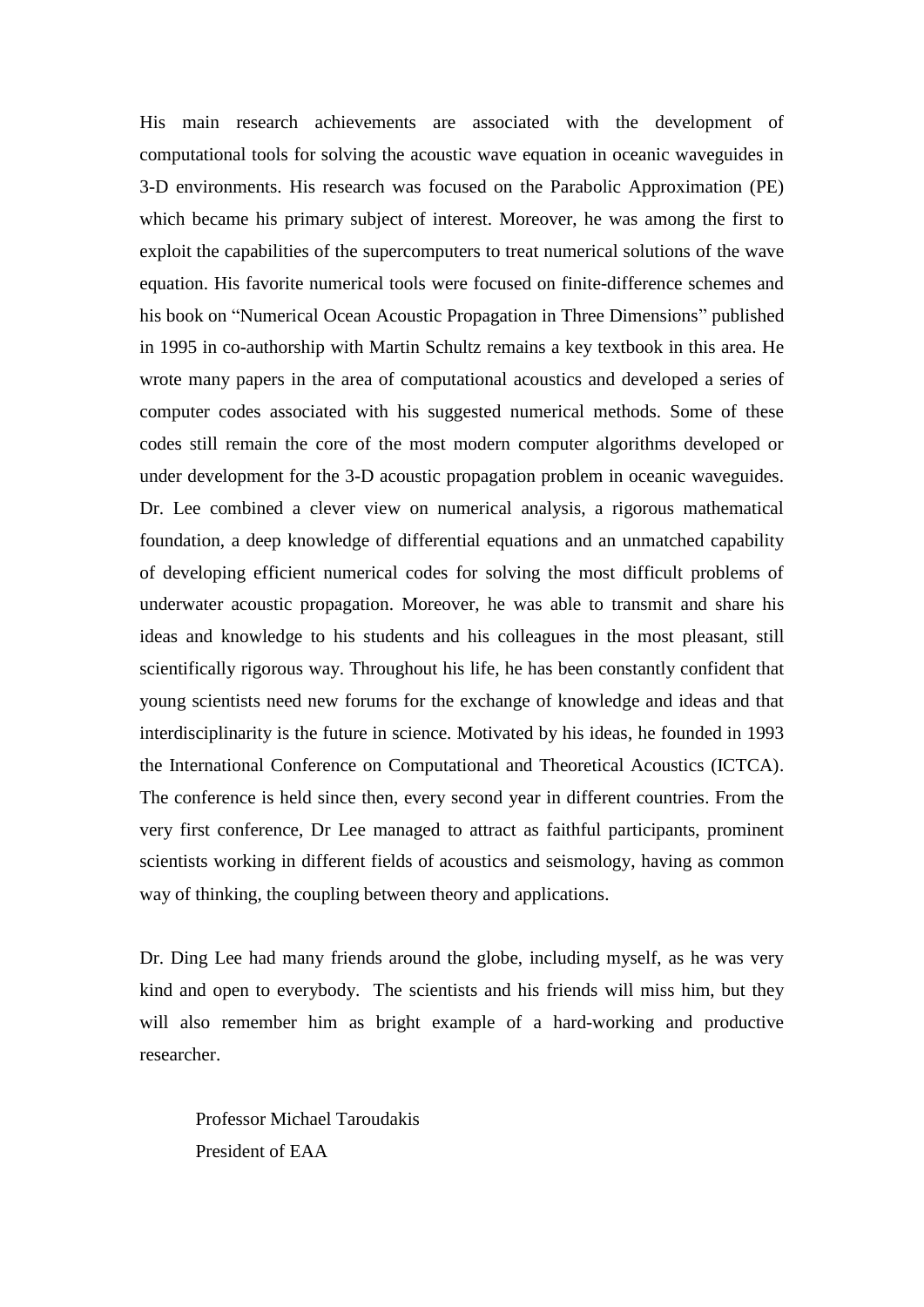His main research achievements are associated with the development of computational tools for solving the acoustic wave equation in oceanic waveguides in 3-D environments. His research was focused on the Parabolic Approximation (PE) which became his primary subject of interest. Moreover, he was among the first to exploit the capabilities of the supercomputers to treat numerical solutions of the wave equation. His favorite numerical tools were focused on finite-difference schemes and his book on "Numerical Ocean Acoustic Propagation in Three Dimensions" published in 1995 in co-authorship with Martin Schultz remains a key textbook in this area. He wrote many papers in the area of computational acoustics and developed a series of computer codes associated with his suggested numerical methods. Some of these codes still remain the core of the most modern computer algorithms developed or under development for the 3-D acoustic propagation problem in oceanic waveguides. Dr. Lee combined a clever view on numerical analysis, a rigorous mathematical foundation, a deep knowledge of differential equations and an unmatched capability of developing efficient numerical codes for solving the most difficult problems of underwater acoustic propagation. Moreover, he was able to transmit and share his ideas and knowledge to his students and his colleagues in the most pleasant, still scientifically rigorous way. Throughout his life, he has been constantly confident that young scientists need new forums for the exchange of knowledge and ideas and that interdisciplinarity is the future in science. Motivated by his ideas, he founded in 1993 the International Conference on Computational and Theoretical Acoustics (ICTCA). The conference is held since then, every second year in different countries. From the very first conference, Dr Lee managed to attract as faithful participants, prominent scientists working in different fields of acoustics and seismology, having as common way of thinking, the coupling between theory and applications.

Dr. Ding Lee had many friends around the globe, including myself, as he was very kind and open to everybody. The scientists and his friends will miss him, but they will also remember him as bright example of a hard-working and productive researcher.

Professor Michael Taroudakis
President of EAA